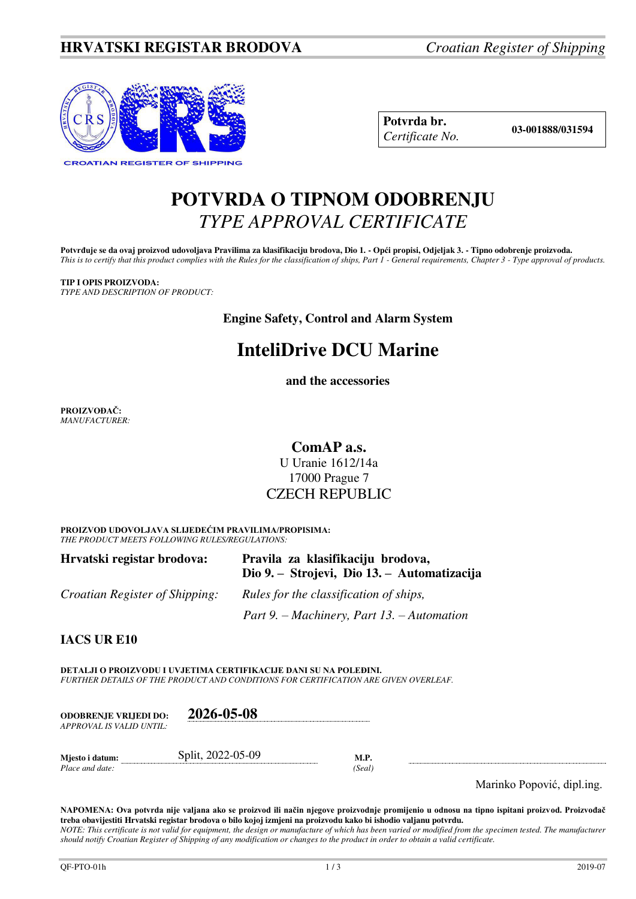**HRVATSKI REGISTAR BRODOVA** *Croatian Register of Shipping*

CROATIAN REGISTER OF SHIPPING

| **Potvrda br.** *Certificate No.* | **03-001888/031594** |
|---|---|

# POTVRDA O TIPNOM ODOBRENJU
## *TYPE APPROVAL CERTIFICATE*

**Potvrđuje se da ovaj proizvod udovoljava Pravilima za klasifikaciju brodova, Dio 1. - Opći propisi, Odjeljak 3. - Tipno odobrenje proizvoda.**
*This is to certify that this product complies with the Rules for the classification of ships, Part 1 - General requirements, Chapter 3 - Type approval of products.*

**TIP I OPIS PROIZVODA:**
*TYPE AND DESCRIPTION OF PRODUCT:*

**Engine Safety, Control and Alarm System**

# InteliDrive DCU Marine

**and the accessories**

**PROIZVOĐAČ:**
*MANUFACTURER:*

**ComAP a.s.**
U Uranie 1612/14a
17000 Prague 7
CZECH REPUBLIC

**PROIZVOD UDOVOLJAVA SLIJEDEĆIM PRAVILIMA/PROPISIMA:**
*THE PRODUCT MEETS FOLLOWING RULES/REGULATIONS:*

| | |
|---|---|
| **Hrvatski registar brodova:** | **Pravila za klasifikaciju brodova, Dio 9. – Strojevi, Dio 13. – Automatizacija** |
| *Croatian Register of Shipping:* | *Rules for the classification of ships, Part 9. – Machinery, Part 13. – Automation* |

**IACS UR E10**

**DETALJI O PROIZVODU I UVJETIMA CERTIFIKACIJE DANI SU NA POLEĐINI.**
*FURTHER DETAILS OF THE PRODUCT AND CONDITIONS FOR CERTIFICATION ARE GIVEN OVERLEAF.*

**ODOBRENJE VRIJEDI DO:** *APPROVAL IS VALID UNTIL:* **2026-05-08**

**Mjesto i datum:** *Place and date:* Split, 2022-05-09

**M.P.** *(Seal)*

Marinko Popović, dipl.ing.

**NAPOMENA: Ova potvrda nije valjana ako se proizvod ili način njegove proizvodnje promijenio u odnosu na tipno ispitani proizvod. Proizvođač treba obavijestiti Hrvatski registar brodova o bilo kojoj izmjeni na proizvodu kako bi ishodio valjanu potvrdu.**
*NOTE: This certificate is not valid for equipment, the design or manufacture of which has been varied or modified from the specimen tested. The manufacturer should notify Croatian Register of Shipping of any modification or changes to the product in order to obtain a valid certificate.*

QF-PTO-01h 2019-07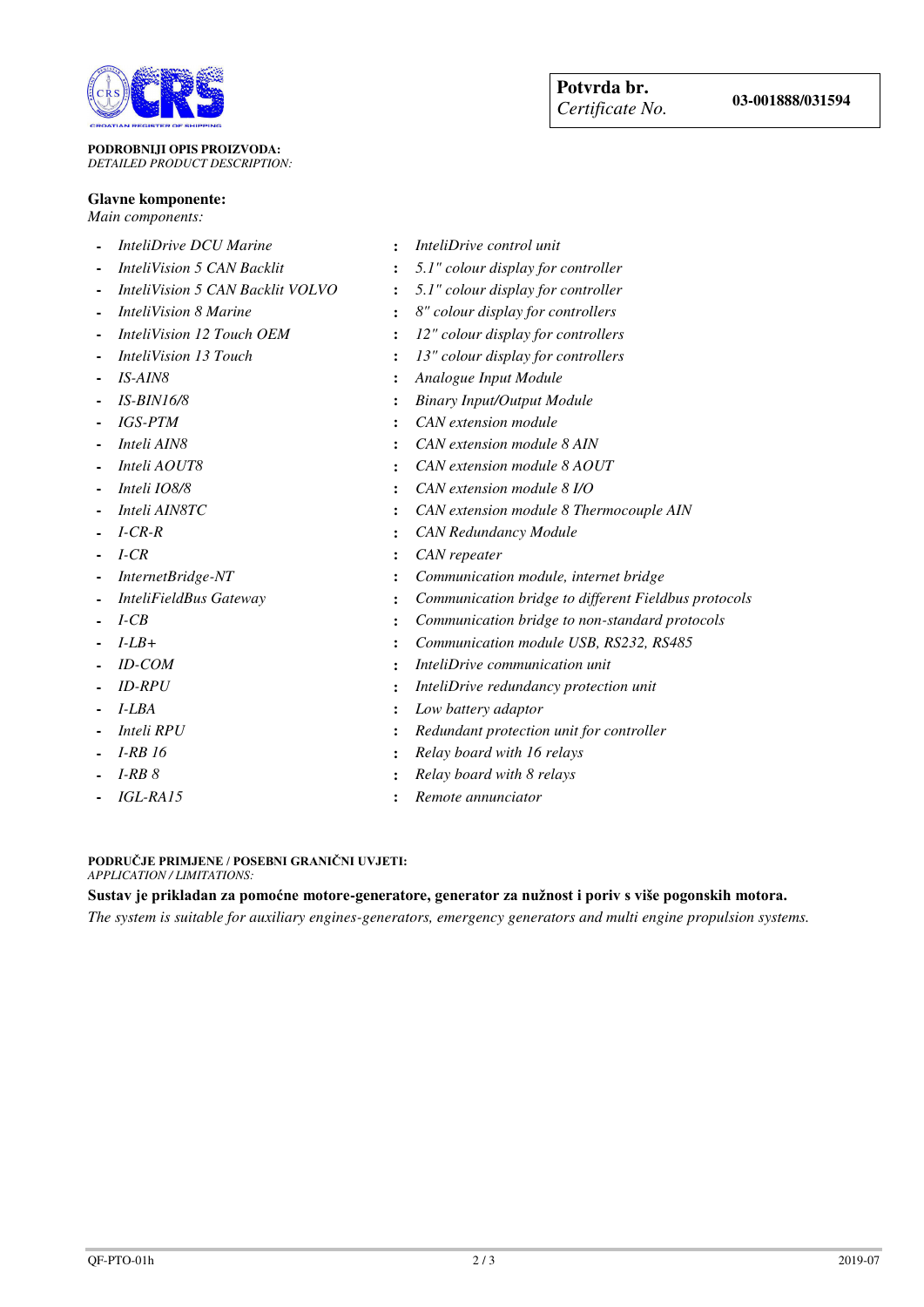| **Potvrda br.** *Certificate No.* | **03-001888/031594** |
|---|---|

**PODROBNIJI OPIS PROIZVODA:**
*DETAILED PRODUCT DESCRIPTION:*

**Glavne komponente:**
*Main components:*

- *InteliDrive DCU Marine* : *InteliDrive control unit*
- *InteliVision 5 CAN Backlit* : *5.1" colour display for controller*
- *InteliVision 5 CAN Backlit VOLVO* : *5.1" colour display for controller*
- *InteliVision 8 Marine* : *8" colour display for controllers*
- *InteliVision 12 Touch OEM* : *12" colour display for controllers*
- *InteliVision 13 Touch* : *13" colour display for controllers*
- *IS-AIN8* : *Analogue Input Module*
- *IS-BIN16/8* : *Binary Input/Output Module*
- *IGS-PTM* : *CAN extension module*
- *Inteli AIN8* : *CAN extension module 8 AIN*
- *Inteli AOUT8* : *CAN extension module 8 AOUT*
- *Inteli IO8/8* : *CAN extension module 8 I/O*
- *Inteli AIN8TC* : *CAN extension module 8 Thermocouple AIN*
- *I-CR-R* : *CAN Redundancy Module*
- *I-CR* : *CAN repeater*
- *InternetBridge-NT* : *Communication module, internet bridge*
- *InteliFieldBus Gateway* : *Communication bridge to different Fieldbus protocols*
- *I-CB* : *Communication bridge to non-standard protocols*
- *I-LB+* : *Communication module USB, RS232, RS485*
- *ID-COM* : *InteliDrive communication unit*
- *ID-RPU* : *InteliDrive redundancy protection unit*
- *I-LBA* : *Low battery adaptor*
- *Inteli RPU* : *Redundant protection unit for controller*
- *I-RB 16* : *Relay board with 16 relays*
- *I-RB 8* : *Relay board with 8 relays*
- *IGL-RA15* : *Remote annunciator*

**PODRUČJE PRIMJENE / POSEBNI GRANIČNI UVJETI:**
*APPLICATION / LIMITATIONS:*

**Sustav je prikladan za pomoćne motore-generatore, generator za nužnost i poriv s više pogonskih motora.**

*The system is suitable for auxiliary engines-generators, emergency generators and multi engine propulsion systems.*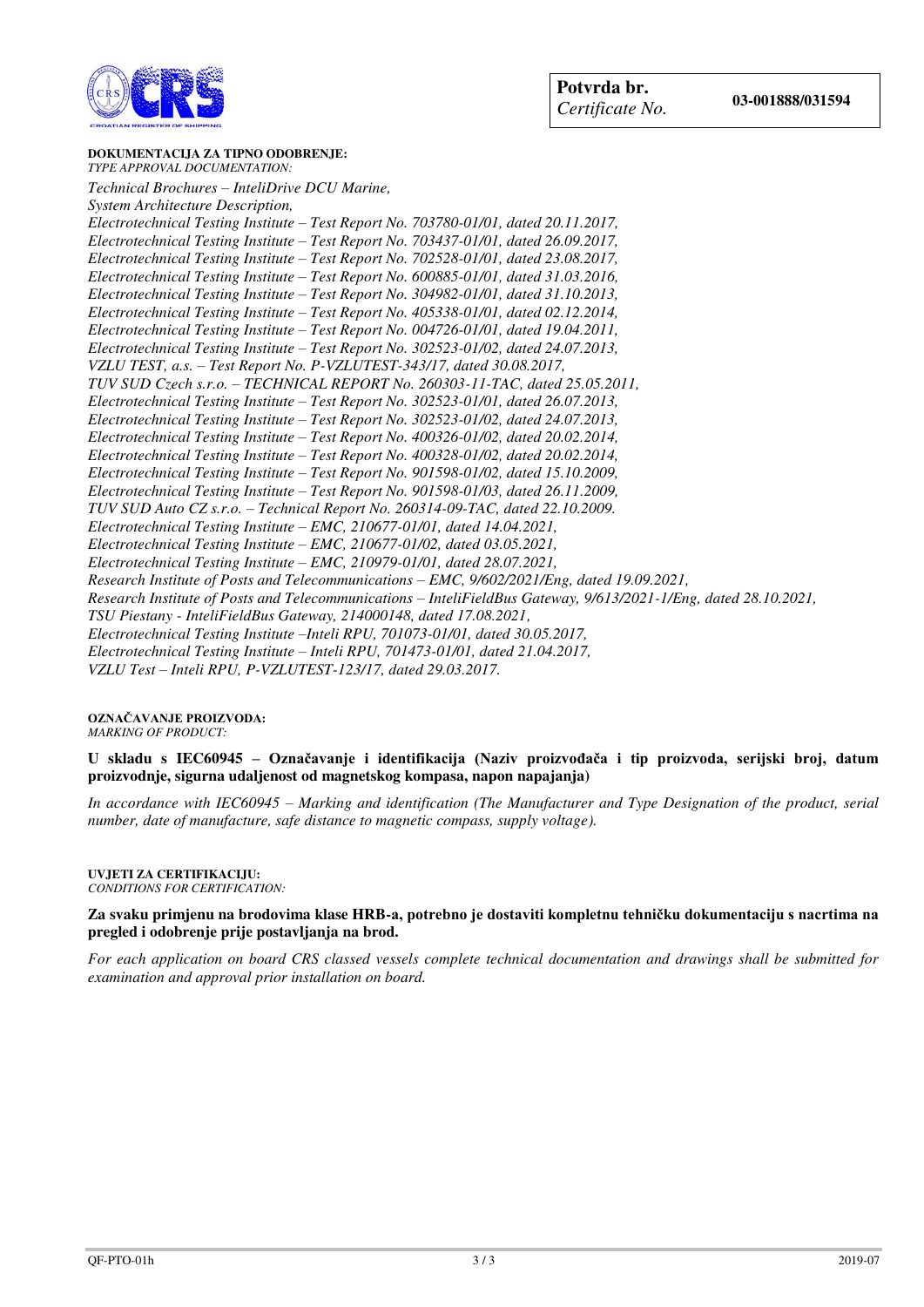| Potvrda br. *Certificate No.* | 03-001888/031594 |
|---|---|

**DOKUMENTACIJA ZA TIPNO ODOBRENJE:**
*TYPE APPROVAL DOCUMENTATION:*

*Technical Brochures – InteliDrive DCU Marine,*
*System Architecture Description,*
*Electrotechnical Testing Institute – Test Report No. 703780-01/01, dated 20.11.2017,*
*Electrotechnical Testing Institute – Test Report No. 703437-01/01, dated 26.09.2017,*
*Electrotechnical Testing Institute – Test Report No. 702528-01/01, dated 23.08.2017,*
*Electrotechnical Testing Institute – Test Report No. 600885-01/01, dated 31.03.2016,*
*Electrotechnical Testing Institute – Test Report No. 304982-01/01, dated 31.10.2013,*
*Electrotechnical Testing Institute – Test Report No. 405338-01/01, dated 02.12.2014,*
*Electrotechnical Testing Institute – Test Report No. 004726-01/01, dated 19.04.2011,*
*Electrotechnical Testing Institute – Test Report No. 302523-01/02, dated 24.07.2013,*
*VZLU TEST, a.s. – Test Report No. P-VZLUTEST-343/17, dated 30.08.2017,*
*TUV SUD Czech s.r.o. – TECHNICAL REPORT No. 260303-11-TAC, dated 25.05.2011,*
*Electrotechnical Testing Institute – Test Report No. 302523-01/01, dated 26.07.2013,*
*Electrotechnical Testing Institute – Test Report No. 302523-01/02, dated 24.07.2013,*
*Electrotechnical Testing Institute – Test Report No. 400326-01/02, dated 20.02.2014,*
*Electrotechnical Testing Institute – Test Report No. 400328-01/02, dated 20.02.2014,*
*Electrotechnical Testing Institute – Test Report No. 901598-01/02, dated 15.10.2009,*
*Electrotechnical Testing Institute – Test Report No. 901598-01/03, dated 26.11.2009,*
*TUV SUD Auto CZ s.r.o. – Technical Report No. 260314-09-TAC, dated 22.10.2009.*
*Electrotechnical Testing Institute – EMC, 210677-01/01, dated 14.04.2021,*
*Electrotechnical Testing Institute – EMC, 210677-01/02, dated 03.05.2021,*
*Electrotechnical Testing Institute – EMC, 210979-01/01, dated 28.07.2021,*
*Research Institute of Posts and Telecommunications – EMC, 9/602/2021/Eng, dated 19.09.2021,*
*Research Institute of Posts and Telecommunications – InteliFieldBus Gateway, 9/613/2021-1/Eng, dated 28.10.2021,*
*TSU Piestany - InteliFieldBus Gateway, 214000148, dated 17.08.2021,*
*Electrotechnical Testing Institute –Inteli RPU, 701073-01/01, dated 30.05.2017,*
*Electrotechnical Testing Institute – Inteli RPU, 701473-01/01, dated 21.04.2017,*
*VZLU Test – Inteli RPU, P-VZLUTEST-123/17, dated 29.03.2017.*

**OZNAČAVANJE PROIZVODA:**
*MARKING OF PRODUCT:*

**U skladu s IEC60945 – Označavanje i identifikacija (Naziv proizvođača i tip proizvoda, serijski broj, datum proizvodnje, sigurna udaljenost od magnetskog kompasa, napon napajanja)**

*In accordance with IEC60945 – Marking and identification (The Manufacturer and Type Designation of the product, serial number, date of manufacture, safe distance to magnetic compass, supply voltage).*

**UVJETI ZA CERTIFIKACIJU:**
*CONDITIONS FOR CERTIFICATION:*

**Za svaku primjenu na brodovima klase HRB-a, potrebno je dostaviti kompletnu tehničku dokumentaciju s nacrtima na pregled i odobrenje prije postavljanja na brod.**

*For each application on board CRS classed vessels complete technical documentation and drawings shall be submitted for examination and approval prior installation on board.*